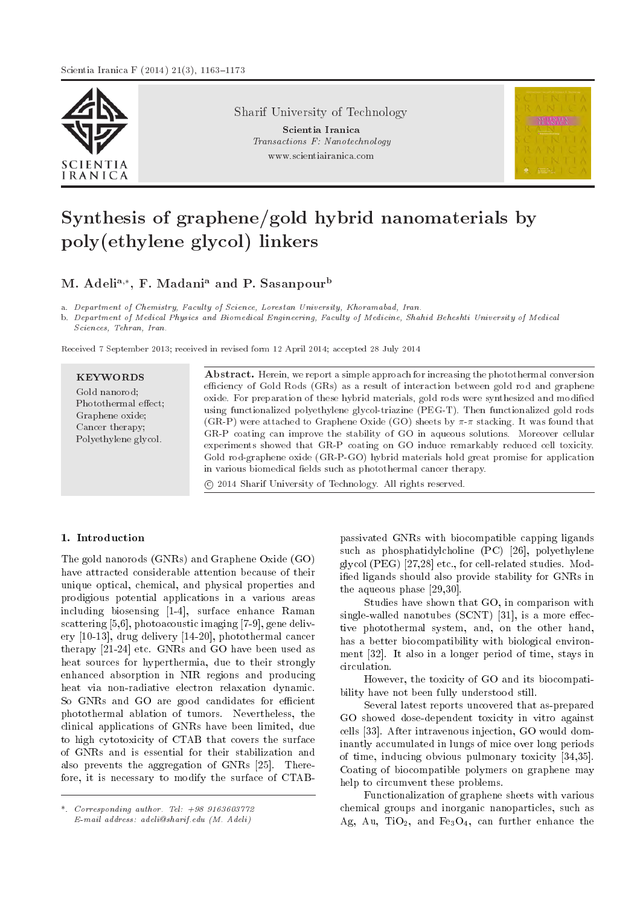Sharif University of Technology
**Scientia Iranica**
*Transactions F: Nanotechnology*
www.scientiairanica.com

# Synthesis of graphene/gold hybrid nanomaterials by poly(ethylene glycol) linkers

**M. Adeli[a,*], F. Madani[a] and P. Sasanpour[b]**

a. *Department of Chemistry, Faculty of Science, Lorestan University, Khoramabad, Iran.*
b. *Department of Medical Physics and Biomedical Engineering, Faculty of Medicine, Shahid Beheshti University of Medical Sciences, Tehran, Iran.*

Received 7 September 2013; received in revised form 12 April 2014; accepted 28 July 2014

**KEYWORDS**
Gold nanorod;
Photothermal effect;
Graphene oxide;
Cancer therapy;
Polyethylene glycol.

**Abstract.** Herein, we report a simple approach for increasing the photothermal conversion efficiency of Gold Rods (GRs) as a result of interaction between gold rod and graphene oxide. For preparation of these hybrid materials, gold rods were synthesized and modified using functionalized polyethylene glycol-triazine (PEG-T). Then functionalized gold rods (GR-P) were attached to Graphene Oxide (GO) sheets by $\pi$-$\pi$ stacking. It was found that GR-P coating can improve the stability of GO in aqueous solutions. Moreover cellular experiments showed that GR-P coating on GO induce remarkably reduced cell toxicity. Gold rod-graphene oxide (GR-P-GO) hybrid materials hold great promise for application in various biomedical fields such as photothermal cancer therapy.

© 2014 Sharif University of Technology. All rights reserved.

## 1. Introduction

The gold nanorods (GNRs) and Graphene Oxide (GO) have attracted considerable attention because of their unique optical, chemical, and physical properties and prodigious potential applications in a various areas including biosensing [1-4], surface enhance Raman scattering [5,6], photoacoustic imaging [7-9], gene delivery [10-13], drug delivery [14-20], photothermal cancer therapy [21-24] etc. GNRs and GO have been used as heat sources for hyperthermia, due to their strongly enhanced absorption in NIR regions and producing heat via non-radiative electron relaxation dynamic. So GNRs and GO are good candidates for efficient photothermal ablation of tumors. Nevertheless, the clinical applications of GNRs have been limited, due to high cytotoxicity of CTAB that covers the surface of GNRs and is essential for their stabilization and also prevents the aggregation of GNRs [25]. Therefore, it is necessary to modify the surface of CTAB-passivated GNRs with biocompatible capping ligands such as phosphatidylcholine (PC) [26], polyethylene glycol (PEG) [27,28] etc., for cell-related studies. Modified ligands should also provide stability for GNRs in the aqueous phase [29,30].

Studies have shown that GO, in comparison with single-walled nanotubes (SCNT) [31], is a more effective photothermal system, and, on the other hand, has a better biocompatibility with biological environment [32]. It also in a longer period of time, stays in circulation.

However, the toxicity of GO and its biocompatibility have not been fully understood still.

Several latest reports uncovered that as-prepared GO showed dose-dependent toxicity in vitro against cells [33]. After intravenous injection, GO would dominantly accumulated in lungs of mice over long periods of time, inducing obvious pulmonary toxicity [34,35]. Coating of biocompatible polymers on graphene may help to circumvent these problems.

Functionalization of graphene sheets with various chemical groups and inorganic nanoparticles, such as Ag, Au, $TiO_2$, and $Fe_3O_4$, can further enhance the

*. *Corresponding author. Tel: +98 9163603772*
*E-mail address: adeli@sharif.edu (M. Adeli)*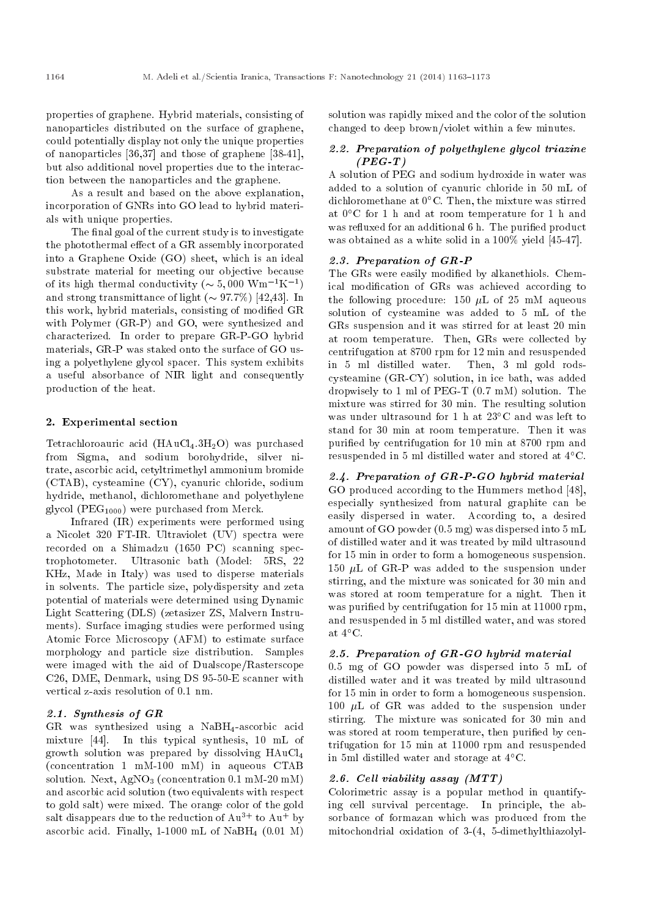properties of graphene. Hybrid materials, consisting of nanoparticles distributed on the surface of graphene, could potentially display not only the unique properties of nanoparticles [36,37] and those of graphene [38-41], but also additional novel properties due to the interaction between the nanoparticles and the graphene.

As a result and based on the above explanation, incorporation of GNRs into GO lead to hybrid materials with unique properties.

The final goal of the current study is to investigate the photothermal effect of a GR assembly incorporated into a Graphene Oxide (GO) sheet, which is an ideal substrate material for meeting our objective because of its high thermal conductivity ($\sim 5,000$ $\text{Wm}^{-1}\text{K}^{-1}$) and strong transmittance of light ($\sim 97.7\%$) [42,43]. In this work, hybrid materials, consisting of modified GR with Polymer (GR-P) and GO, were synthesized and characterized. In order to prepare GR-P-GO hybrid materials, GR-P was staked onto the surface of GO using a polyethylene glycol spacer. This system exhibits a useful absorbance of NIR light and consequently production of the heat.

## 2. Experimental section

Tetrachloroauric acid ($HAuCl_4.3H_2O$) was purchased from Sigma, and sodium borohydride, silver nitrate, ascorbic acid, cetyltrimethyl ammonium bromide (CTAB), cysteamine (CY), cyanuric chloride, sodium hydride, methanol, dichloromethane and polyethylene glycol ($PEG_{1000}$) were purchased from Merck.

Infrared (IR) experiments were performed using a Nicolet 320 FT-IR. Ultraviolet (UV) spectra were recorded on a Shimadzu (1650 PC) scanning spectrophotometer. Ultrasonic bath (Model: 5RS, 22 KHz, Made in Italy) was used to disperse materials in solvents. The particle size, polydispersity and zeta potential of materials were determined using Dynamic Light Scattering (DLS) (zetasizer ZS, Malvern Instruments). Surface imaging studies were performed using Atomic Force Microscopy (AFM) to estimate surface morphology and particle size distribution. Samples were imaged with the aid of Dualscope/Rasterscope C26, DME, Denmark, using DS 95-50-E scanner with vertical z-axis resolution of 0.1 nm.

### 2.1. Synthesis of GR

GR was synthesized using a $NaBH_4$-ascorbic acid mixture [44]. In this typical synthesis, 10 mL of growth solution was prepared by dissolving $HAuCl_4$ (concentration 1 mM-100 mM) in aqueous CTAB solution. Next, $AgNO_3$ (concentration 0.1 mM-20 mM) and ascorbic acid solution (two equivalents with respect to gold salt) were mixed. The orange color of the gold salt disappears due to the reduction of $Au^{3+}$ to $Au^{+}$ by ascorbic acid. Finally, 1-1000 mL of $NaBH_4$ (0.01 M) solution was rapidly mixed and the color of the solution changed to deep brown/violet within a few minutes.

### 2.2. Preparation of polyethylene glycol triazine (PEG-T)

A solution of PEG and sodium hydroxide in water was added to a solution of cyanuric chloride in 50 mL of dichloromethane at 0°C. Then, the mixture was stirred at 0°C for 1 h and at room temperature for 1 h and was refluxed for an additional 6 h. The purified product was obtained as a white solid in a 100% yield [45-47].

### 2.3. Preparation of GR-P

The GRs were easily modified by alkanethiols. Chemical modification of GRs was achieved according to the following procedure: 150 $\mu$L of 25 mM aqueous solution of cysteamine was added to 5 mL of the GRs suspension and it was stirred for at least 20 min at room temperature. Then, GRs were collected by centrifugation at 8700 rpm for 12 min and resuspended in 5 ml distilled water. Then, 3 ml gold rods-cysteamine (GR-CY) solution, in ice bath, was added dropwisely to 1 ml of PEG-T (0.7 mM) solution. The mixture was stirred for 30 min. The resulting solution was under ultrasound for 1 h at 23°C and was left to stand for 30 min at room temperature. Then it was purified by centrifugation for 10 min at 8700 rpm and resuspended in 5 ml distilled water and stored at 4°C.

### 2.4. Preparation of GR-P-GO hybrid material

GO produced according to the Hummers method [48], especially synthesized from natural graphite can be easily dispersed in water. According to, a desired amount of GO powder (0.5 mg) was dispersed into 5 mL of distilled water and it was treated by mild ultrasound for 15 min in order to form a homogeneous suspension. 150 $\mu$L of GR-P was added to the suspension under stirring, and the mixture was sonicated for 30 min and was stored at room temperature for a night. Then it was purified by centrifugation for 15 min at 11000 rpm, and resuspended in 5 ml distilled water, and was stored at 4°C.

### 2.5. Preparation of GR-GO hybrid material

0.5 mg of GO powder was dispersed into 5 mL of distilled water and it was treated by mild ultrasound for 15 min in order to form a homogeneous suspension. 100 $\mu$L of GR was added to the suspension under stirring. The mixture was sonicated for 30 min and was stored at room temperature, then purified by centrifugation for 15 min at 11000 rpm and resuspended in 5ml distilled water and storage at 4°C.

### 2.6. Cell viability assay (MTT)

Colorimetric assay is a popular method in quantifying cell survival percentage. In principle, the absorbance of formazan which was produced from the mitochondrial oxidation of 3-(4, 5-dimethylthiazolyl-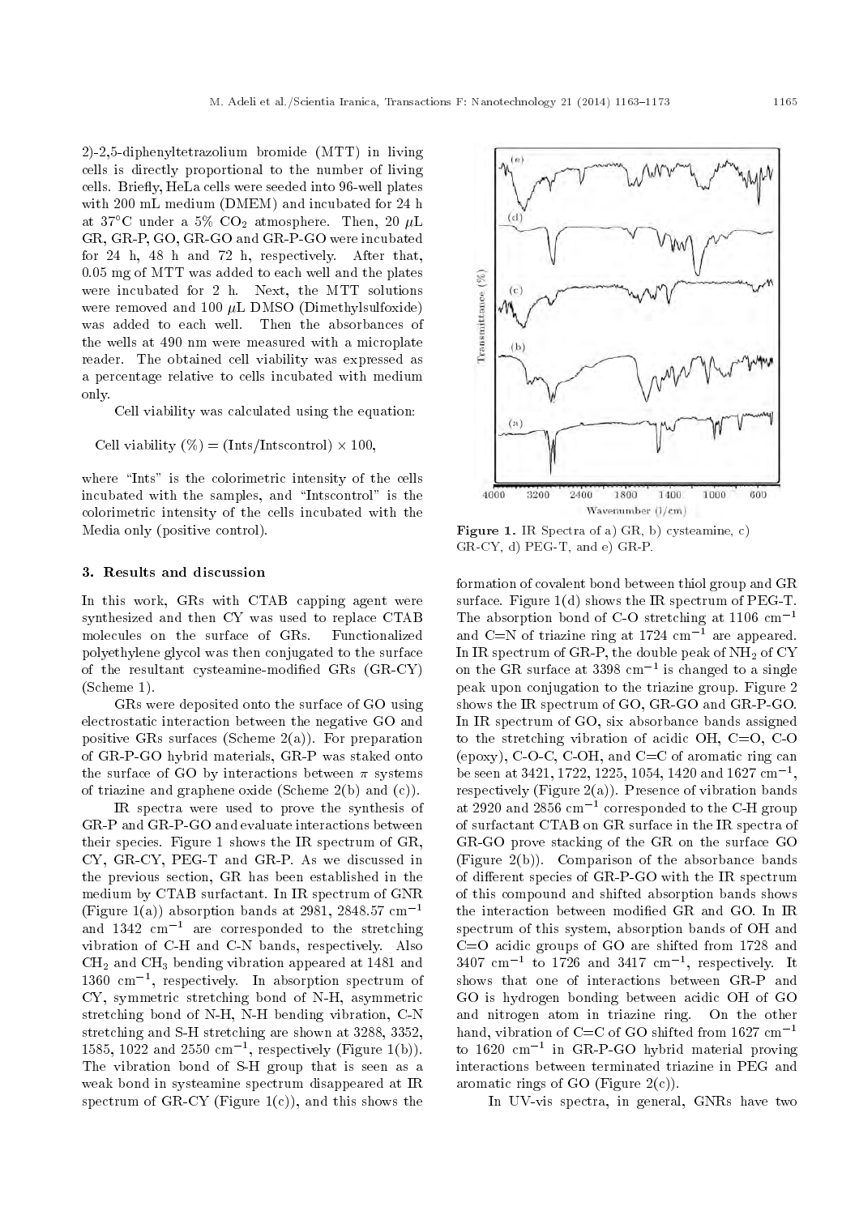2)-2,5-diphenyltetrazolium bromide (MTT) in living cells is directly proportional to the number of living cells. Briefly, HeLa cells were seeded into 96-well plates with 200 mL medium (DMEM) and incubated for 24 h at 37°C under a 5% $CO_2$ atmosphere. Then, 20 $\mu$L GR, GR-P, GO, GR-GO and GR-P-GO were incubated for 24 h, 48 h and 72 h, respectively. After that, 0.05 mg of MTT was added to each well and the plates were incubated for 2 h. Next, the MTT solutions were removed and 100 $\mu$L DMSO (Dimethylsulfoxide) was added to each well. Then the absorbances of the wells at 490 nm were measured with a microplate reader. The obtained cell viability was expressed as a percentage relative to cells incubated with medium only.

Cell viability was calculated using the equation:

$$\text{Cell viability } (\%) = (\text{Ints}/\text{Intscontrol}) \times 100,$$

where "Ints" is the colorimetric intensity of the cells incubated with the samples, and "Intscontrol" is the colorimetric intensity of the cells incubated with the Media only (positive control).

## 3. Results and discussion

In this work, GRs with CTAB capping agent were synthesized and then CY was used to replace CTAB molecules on the surface of GRs. Functionalized polyethylene glycol was then conjugated to the surface of the resultant cysteamine-modified GRs (GR-CY) (Scheme 1).

GRs were deposited onto the surface of GO using electrostatic interaction between the negative GO and positive GRs surfaces (Scheme 2(a)). For preparation of GR-P-GO hybrid materials, GR-P was staked onto the surface of GO by interactions between $\pi$ systems of triazine and graphene oxide (Scheme 2(b) and (c)).

IR spectra were used to prove the synthesis of GR-P and GR-P-GO and evaluate interactions between their species. Figure 1 shows the IR spectrum of GR, CY, GR-CY, PEG-T and GR-P. As we discussed in the previous section, GR has been established in the medium by CTAB surfactant. In IR spectrum of GNR (Figure 1(a)) absorption bands at 2981, 2848.57 $\text{cm}^{-1}$ and 1342 $\text{cm}^{-1}$ are corresponded to the stretching vibration of C-H and C-N bands, respectively. Also $CH_2$ and $CH_3$ bending vibration appeared at 1481 and 1360 $\text{cm}^{-1}$, respectively. In absorption spectrum of CY, symmetric stretching bond of N-H, asymmetric stretching bond of N-H, N-H bending vibration, C-N stretching and S-H stretching are shown at 3288, 3352, 1585, 1022 and 2550 $\text{cm}^{-1}$, respectively (Figure 1(b)). The vibration bond of S-H group that is seen as a weak bond in systeamine spectrum disappeared at IR spectrum of GR-CY (Figure 1(c)), and this shows the formation of covalent bond between thiol group and GR surface. Figure 1(d) shows the IR spectrum of PEG-T. The absorption bond of C-O stretching at 1106 $\text{cm}^{-1}$ and C=N of triazine ring at 1724 $\text{cm}^{-1}$ are appeared. In IR spectrum of GR-P, the double peak of $NH_2$ of CY on the GR surface at 3398 $\text{cm}^{-1}$ is changed to a single peak upon conjugation to the triazine group. Figure 2 shows the IR spectrum of GO, GR-GO and GR-P-GO. In IR spectrum of GO, six absorbance bands assigned to the stretching vibration of acidic OH, C=O, C-O (epoxy), C-O-C, C-OH, and C=C of aromatic ring can be seen at 3421, 1722, 1225, 1054, 1420 and 1627 $\text{cm}^{-1}$, respectively (Figure 2(a)). Presence of vibration bands at 2920 and 2856 $\text{cm}^{-1}$ corresponded to the C-H group of surfactant CTAB on GR surface in the IR spectra of GR-GO prove stacking of the GR on the surface GO (Figure 2(b)). Comparison of the absorbance bands of different species of GR-P-GO with the IR spectrum of this compound and shifted absorption bands shows the interaction between modified GR and GO. In IR spectrum of this system, absorption bands of OH and C=O acidic groups of GO are shifted from 1728 and 3407 $\text{cm}^{-1}$ to 1726 and 3417 $\text{cm}^{-1}$, respectively. It shows that one of interactions between GR-P and GO is hydrogen bonding between acidic OH of GO and nitrogen atom in triazine ring. On the other hand, vibration of C=C of GO shifted from 1627 $\text{cm}^{-1}$ to 1620 $\text{cm}^{-1}$ in GR-P-GO hybrid material proving interactions between terminated triazine in PEG and aromatic rings of GO (Figure 2(c)).

**Figure 1.** IR Spectra of a) GR, b) cysteamine, c) GR-CY, d) PEG-T, and e) GR-P.

In UV-vis spectra, in general, GNRs have two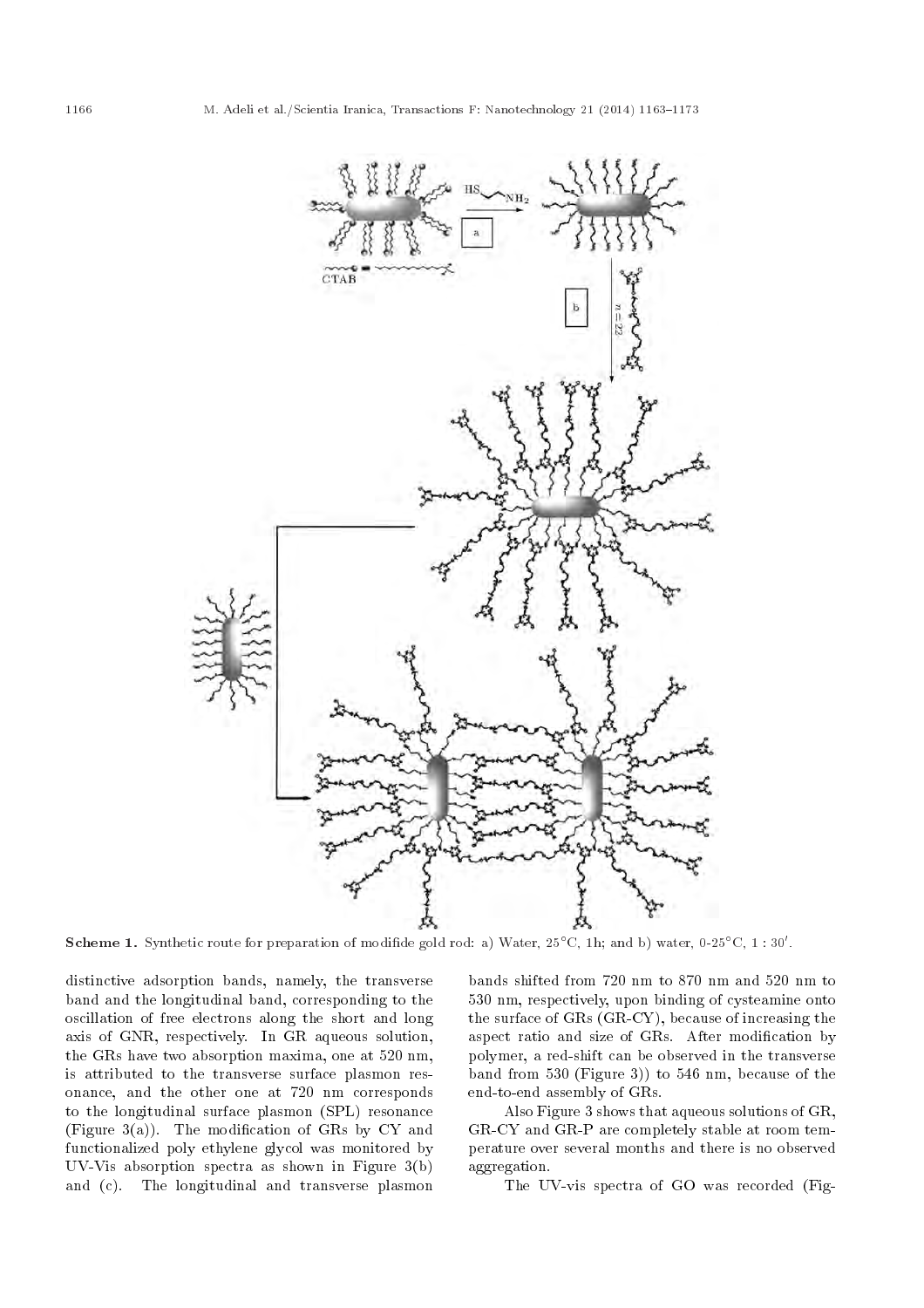**Scheme 1.** Synthetic route for preparation of modifide gold rod: a) Water, 25°C, 1h; and b) water, 0-25°C, 1 : 30'.

distinctive adsorption bands, namely, the transverse band and the longitudinal band, corresponding to the oscillation of free electrons along the short and long axis of GNR, respectively. In GR aqueous solution, the GRs have two absorption maxima, one at 520 nm, is attributed to the transverse surface plasmon resonance, and the other one at 720 nm corresponds to the longitudinal surface plasmon (SPL) resonance (Figure 3(a)). The modification of GRs by CY and functionalized poly ethylene glycol was monitored by UV-Vis absorption spectra as shown in Figure 3(b) and (c). The longitudinal and transverse plasmon bands shifted from 720 nm to 870 nm and 520 nm to 530 nm, respectively, upon binding of cysteamine onto the surface of GRs (GR-CY), because of increasing the aspect ratio and size of GRs. After modification by polymer, a red-shift can be observed in the transverse band from 530 (Figure 3)) to 546 nm, because of the end-to-end assembly of GRs.

Also Figure 3 shows that aqueous solutions of GR, GR-CY and GR-P are completely stable at room temperature over several months and there is no observed aggregation.

The UV-vis spectra of GO was recorded (Fig-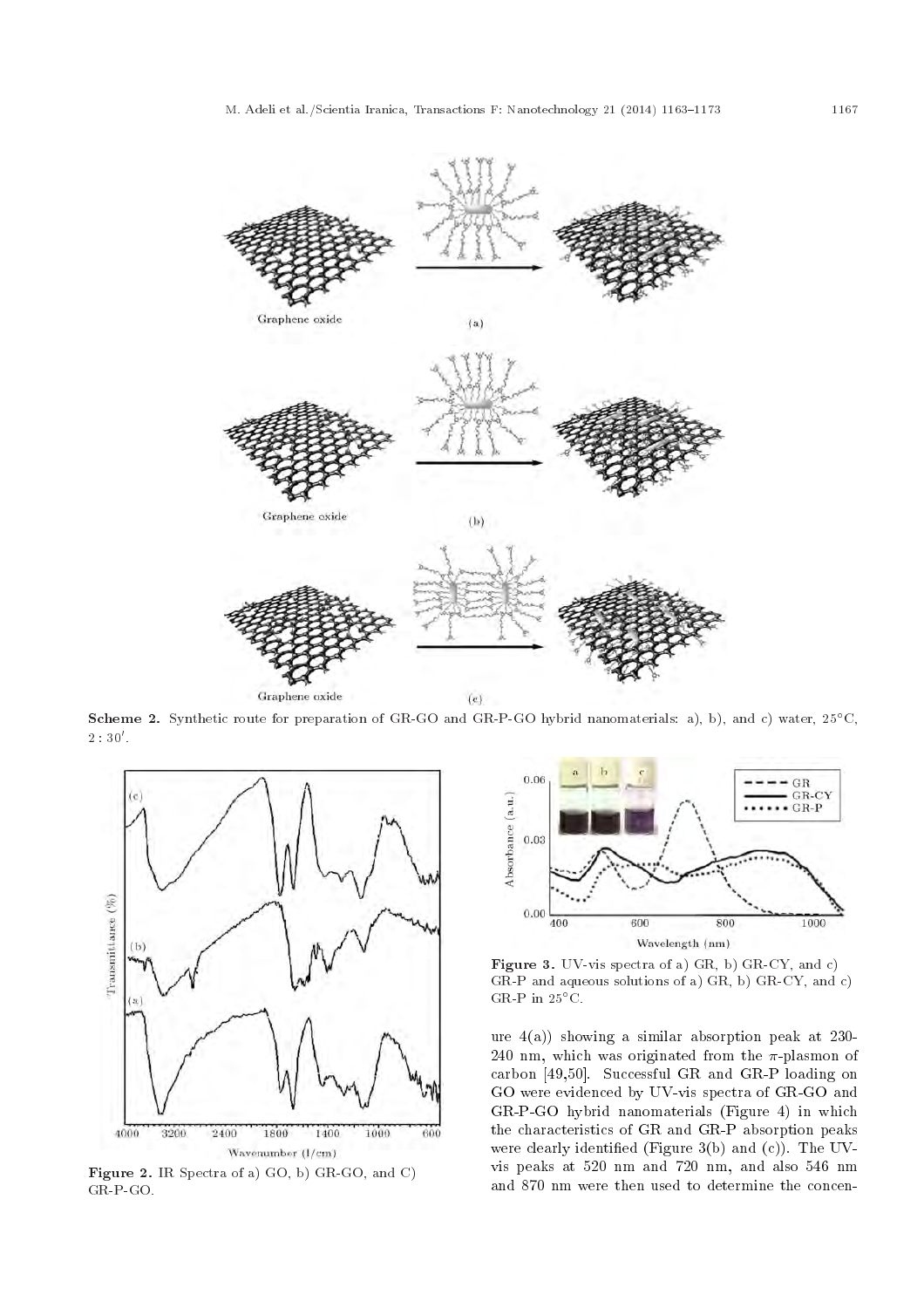Scheme 2. Synthetic route for preparation of GR-GO and GR-P-GO hybrid nanomaterials: a), b), and c) water, 25°C, $2:30'$.

Figure 2. IR Spectra of a) GO, b) GR-GO, and C) GR-P-GO.

Figure 3. UV-vis spectra of a) GR, b) GR-CY, and c) GR-P and aqueous solutions of a) GR, b) GR-CY, and c) GR-P in 25°C.

ure 4(a)) showing a similar absorption peak at 230-240 nm, which was originated from the $\pi$-plasmon of carbon [49,50]. Successful GR and GR-P loading on GO were evidenced by UV-vis spectra of GR-GO and GR-P-GO hybrid nanomaterials (Figure 4) in which the characteristics of GR and GR-P absorption peaks were clearly identified (Figure 3(b) and (c)). The UV-vis peaks at 520 nm and 720 nm, and also 546 nm and 870 nm were then used to determine the concen-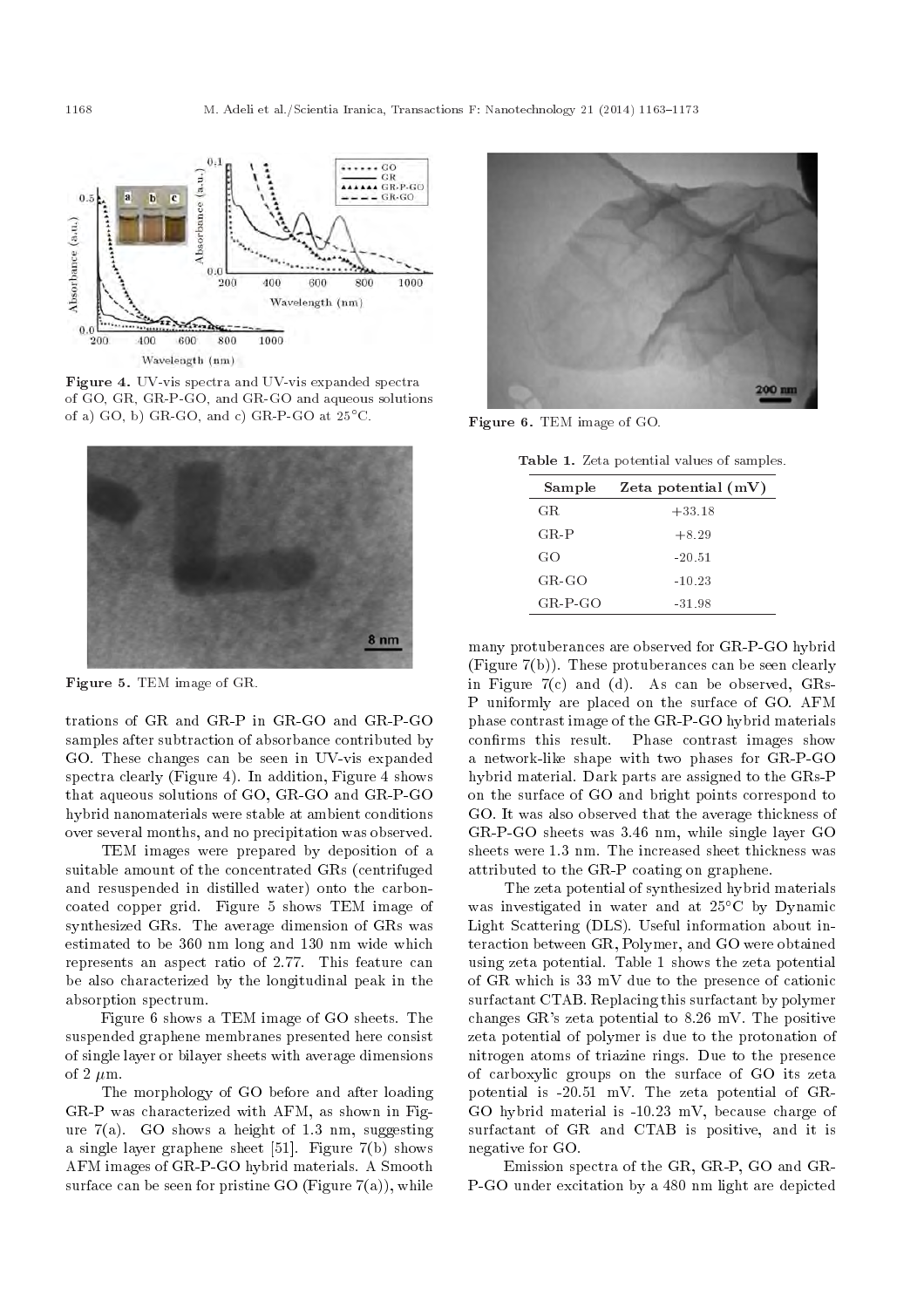Figure 4. UV-vis spectra and UV-vis expanded spectra of GO, GR, GR-P-GO, and GR-GO and aqueous solutions of a) GO, b) GR-GO, and c) GR-P-GO at 25°C.

Figure 5. TEM image of GR.

trations of GR and GR-P in GR-GO and GR-P-GO samples after subtraction of absorbance contributed by GO. These changes can be seen in UV-vis expanded spectra clearly (Figure 4). In addition, Figure 4 shows that aqueous solutions of GO, GR-GO and GR-P-GO hybrid nanomaterials were stable at ambient conditions over several months, and no precipitation was observed.

TEM images were prepared by deposition of a suitable amount of the concentrated GRs (centrifuged and resuspended in distilled water) onto the carbon-coated copper grid. Figure 5 shows TEM image of synthesized GRs. The average dimension of GRs was estimated to be 360 nm long and 130 nm wide which represents an aspect ratio of 2.77. This feature can be also characterized by the longitudinal peak in the absorption spectrum.

Figure 6 shows a TEM image of GO sheets. The suspended graphene membranes presented here consist of single layer or bilayer sheets with average dimensions of 2 $\mu$m.

The morphology of GO before and after loading GR-P was characterized with AFM, as shown in Figure 7(a). GO shows a height of 1.3 nm, suggesting a single layer graphene sheet [51]. Figure 7(b) shows AFM images of GR-P-GO hybrid materials. A Smooth surface can be seen for pristine GO (Figure 7(a)), while many protuberances are observed for GR-P-GO hybrid (Figure 7(b)). These protuberances can be seen clearly in Figure 7(c) and (d). As can be observed, GRs-P uniformly are placed on the surface of GO. AFM phase contrast image of the GR-P-GO hybrid materials confirms this result. Phase contrast images show a network-like shape with two phases for GR-P-GO hybrid material. Dark parts are assigned to the GRs-P on the surface of GO and bright points correspond to GO. It was also observed that the average thickness of GR-P-GO sheets was 3.46 nm, while single layer GO sheets were 1.3 nm. The increased sheet thickness was attributed to the GR-P coating on graphene.

Figure 6. TEM image of GO.

Table 1. Zeta potential values of samples.

| Sample | Zeta potential (mV) |
|---|---|
| GR | +33.18 |
| GR-P | +8.29 |
| GO | -20.51 |
| GR-GO | -10.23 |
| GR-P-GO | -31.98 |

The zeta potential of synthesized hybrid materials was investigated in water and at 25°C by Dynamic Light Scattering (DLS). Useful information about interaction between GR, Polymer, and GO were obtained using zeta potential. Table 1 shows the zeta potential of GR which is 33 mV due to the presence of cationic surfactant CTAB. Replacing this surfactant by polymer changes GR's zeta potential to 8.26 mV. The positive zeta potential of polymer is due to the protonation of nitrogen atoms of triazine rings. Due to the presence of carboxylic groups on the surface of GO its zeta potential is -20.51 mV. The zeta potential of GR-GO hybrid material is -10.23 mV, because charge of surfactant of GR and CTAB is positive, and it is negative for GO.

Emission spectra of the GR, GR-P, GO and GR-P-GO under excitation by a 480 nm light are depicted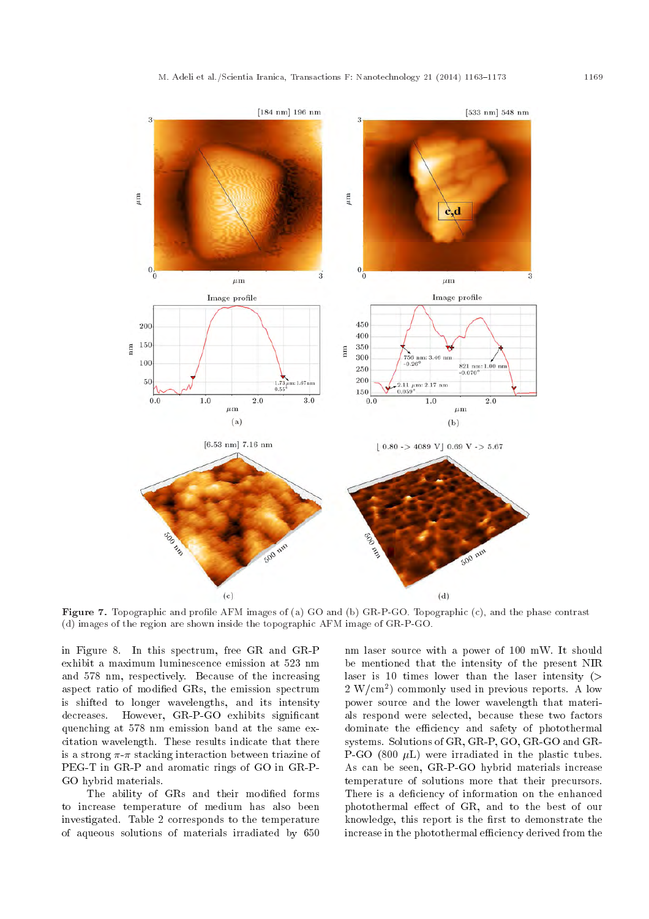Figure 7. Topographic and profile AFM images of (a) GO and (b) GR-P-GO. Topographic (c), and the phase contrast (d) images of the region are shown inside the topographic AFM image of GR-P-GO.

in Figure 8. In this spectrum, free GR and GR-P exhibit a maximum luminescence emission at 523 nm and 578 nm, respectively. Because of the increasing aspect ratio of modified GRs, the emission spectrum is shifted to longer wavelengths, and its intensity decreases. However, GR-P-GO exhibits significant quenching at 578 nm emission band at the same excitation wavelength. These results indicate that there is a strong $\pi$-$\pi$ stacking interaction between triazine of PEG-T in GR-P and aromatic rings of GO in GR-P-GO hybrid materials.

The ability of GRs and their modified forms to increase temperature of medium has also been investigated. Table 2 corresponds to the temperature of aqueous solutions of materials irradiated by 650 nm laser source with a power of 100 mW. It should be mentioned that the intensity of the present NIR laser is 10 times lower than the laser intensity (> 2 W/cm$^2$) commonly used in previous reports. A low power source and the lower wavelength that materials respond were selected, because these two factors dominate the efficiency and safety of photothermal systems. Solutions of GR, GR-P, GO, GR-GO and GR-P-GO (800 $\mu$L) were irradiated in the plastic tubes. As can be seen, GR-P-GO hybrid materials increase temperature of solutions more that their precursors. There is a deficiency of information on the enhanced photothermal effect of GR, and to the best of our knowledge, this report is the first to demonstrate the increase in the photothermal efficiency derived from the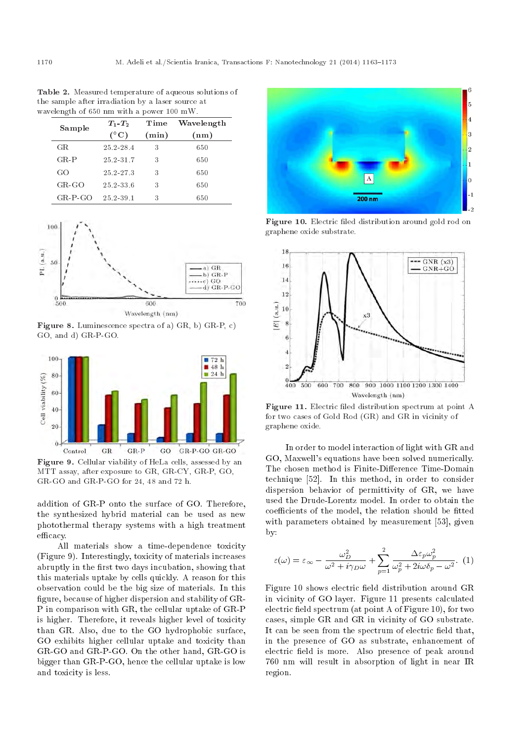**Table 2.** Measured temperature of aqueous solutions of the sample after irradiation by a laser source at wavelength of 650 nm with a power 100 mW.

| Sample | $T_1$-$T_2$ (°C) | Time (min) | Wavelength (nm) |
|---|---|---|---|
| GR | 25.2-28.4 | 3 | 650 |
| GR-P | 25.2-31.7 | 3 | 650 |
| GO | 25.2-27.3 | 3 | 650 |
| GR-GO | 25.2-33.6 | 3 | 650 |
| GR-P-GO | 25.2-39.1 | 3 | 650 |

**Figure 8.** Luminescence spectra of a) GR, b) GR-P, c) GO, and d) GR-P-GO.

**Figure 9.** Cellular viability of HeLa cells, assessed by an MTT assay, after exposure to GR, GR-CY, GR-P, GO, GR-GO and GR-P-GO for 24, 48 and 72 h.

addition of GR-P onto the surface of GO. Therefore, the synthesized hybrid material can be used as new photothermal therapy systems with a high treatment efficacy.

All materials show a time-dependence toxicity (Figure 9). Interestingly, toxicity of materials increases abruptly in the first two days incubation, showing that this materials uptake by cells quickly. A reason for this observation could be the big size of materials. In this figure, because of higher dispersion and stability of GR-P in comparison with GR, the cellular uptake of GR-P is higher. Therefore, it reveals higher level of toxicity than GR. Also, due to the GO hydrophobic surface, GO exhibits higher cellular uptake and toxicity than GR-GO and GR-P-GO. On the other hand, GR-GO is bigger than GR-P-GO, hence the cellular uptake is low and toxicity is less.

**Figure 10.** Electric filed distribution around gold rod on graphene oxide substrate.

**Figure 11.** Electric filed distribution spectrum at point A for two cases of Gold Rod (GR) and GR in vicinity of graphene oxide.

In order to model interaction of light with GR and GO, Maxwell's equations have been solved numerically. The chosen method is Finite-Difference Time-Domain technique [52]. In this method, in order to consider dispersion behavior of permittivity of GR, we have used the Drude-Lorentz model. In order to obtain the coefficients of the model, the relation should be fitted with parameters obtained by measurement [53], given by:

$$\varepsilon(\omega) = \varepsilon_\infty - \frac{\omega_D^2}{\omega^2 + i\gamma_D\omega} + \sum_{p=1}^{2} \frac{\Delta\varepsilon_p \omega_p^2}{\omega_p^2 + 2i\omega\delta_p - \omega^2}. \quad (1)$$

Figure 10 shows electric field distribution around GR in vicinity of GO layer. Figure 11 presents calculated electric field spectrum (at point A of Figure 10), for two cases, simple GR and GR in vicinity of GO substrate. It can be seen from the spectrum of electric field that, in the presence of GO as substrate, enhancement of electric field is more. Also presence of peak around 760 nm will result in absorption of light in near IR region.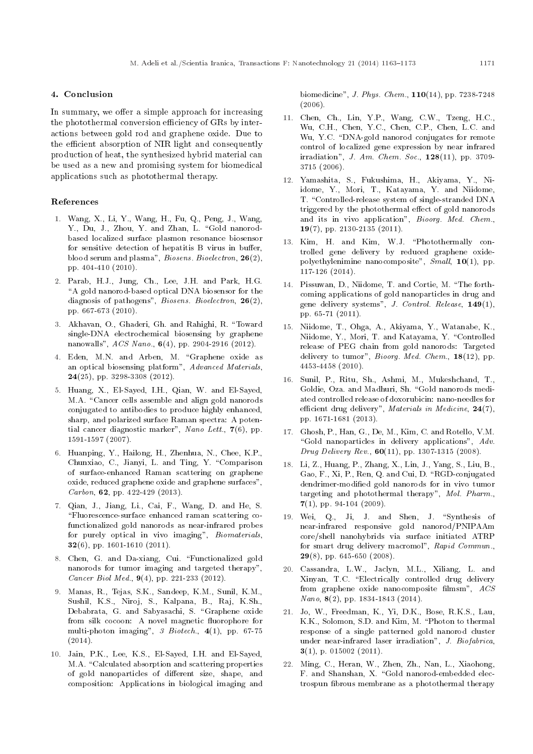## 4. Conclusion

In summary, we offer a simple approach for increasing the photothermal conversion efficiency of GRs by interactions between gold rod and graphene oxide. Due to the efficient absorption of NIR light and consequently production of heat, the synthesized hybrid material can be used as a new and promising system for biomedical applications such as photothermal therapy.

## References

1. Wang, X., Li, Y., Wang, H., Fu, Q., Peng, J., Wang, Y., Du, J., Zhou, Y. and Zhan, L. "Gold nanorod-based localized surface plasmon resonance biosensor for sensitive detection of hepatitis B virus in buffer, blood serum and plasma", *Biosens. Bioelectron*, **26**(2), pp. 404-410 (2010).

2. Parab, H.J., Jung, Ch., Lee, J.H. and Park, H.G. "A gold nanorod-based optical DNA biosensor for the diagnosis of pathogens", *Biosens. Bioelectron*, **26**(2), pp. 667-673 (2010).

3. Akhavan, O., Ghaderi, Gh. and Rahighi, R. "Toward single-DNA electrochemical biosensing by graphene nanowalls", *ACS Nano.*, **6**(4), pp. 2904-2916 (2012).

4. Eden, M.N. and Arben, M. "Graphene oxide as an optical biosensing platform", *Advanced Materials*, **24**(25), pp. 3298-3308 (2012).

5. Huang, X., El-Sayed, I.H., Qian, W. and El-Sayed, M.A. "Cancer cells assemble and align gold nanorods conjugated to antibodies to produce highly enhanced, sharp, and polarized surface Raman spectra: A potential cancer diagnostic marker", *Nano Lett.*, **7**(6), pp. 1591-1597 (2007).

6. Huanping, Y., Hailong, H., Zhenhua, N., Chee, K.P., Chunxiao, C., Jianyi, L. and Ting, Y. "Comparison of surface-enhanced Raman scattering on graphene oxide, reduced graphene oxide and graphene surfaces", *Carbon*, **62**, pp. 422-429 (2013).

7. Qian, J., Jiang, Li., Cai, F., Wang, D. and He, S. "Fluorescence-surface enhanced raman scattering co-functionalized gold nanorods as near-infrared probes for purely optical in vivo imaging", *Biomaterials*, **32**(6), pp. 1601-1610 (2011).

8. Chen, G. and Da-xiang, Cui. "Functionalized gold nanorods for tumor imaging and targeted therapy", *Cancer Biol Med.*, **9**(4), pp. 221-233 (2012).

9. Manas, R., Tejas, S.K., Sandeep, K.M., Sunil, K.M., Sushil, K.S., Niroj, S., Kalpana, B., Raj, K.Sh., Debabrata, G. and Sabyasachi, S. "Graphene oxide from silk cocoon: A novel magnetic fluorophore for multi-photon imaging", *3 Biotech.*, **4**(1), pp. 67-75 (2014).

10. Jain, P.K., Lee, K.S., El-Sayed, I.H. and El-Sayed, M.A. "Calculated absorption and scattering properties of gold nanoparticles of different size, shape, and composition: Applications in biological imaging and biomedicine", *J. Phys. Chem.*, **110**(14), pp. 7238-7248 (2006).

11. Chen, Ch., Lin, Y.P., Wang, C.W., Tzeng, H.C., Wu, C.H., Chen, Y.C., Chen, C.P., Chen, L.C. and Wu, Y.C. "DNA-gold nanorod conjugates for remote control of localized gene expression by near infrared irradiation", *J. Am. Chem. Soc.*, **128**(11), pp. 3709-3715 (2006).

12. Yamashita, S., Fukushima, H., Akiyama, Y., Niidome, Y., Mori, T., Katayama, Y. and Niidome, T. "Controlled-release system of single-stranded DNA triggered by the photothermal effect of gold nanorods and its in vivo application", *Bioorg. Med. Chem.*, **19**(7), pp. 2130-2135 (2011).

13. Kim, H. and Kim, W.J. "Photothermally controlled gene delivery by reduced graphene oxide-polyethylenimine nanocomposite", *Small*, **10**(1), pp. 117-126 (2014).

14. Pissuwan, D., Niidome, T. and Cortie, M. "The forthcoming applications of gold nanoparticles in drug and gene delivery systems", *J. Control. Release*, **149**(1), pp. 65-71 (2011).

15. Niidome, T., Ohga, A., Akiyama, Y., Watanabe, K., Niidome, Y., Mori, T. and Katayama, Y. "Controlled release of PEG chain from gold nanorods: Targeted delivery to tumor", *Bioorg. Med. Chem.*, **18**(12), pp. 4453-4458 (2010).

16. Sunil, P., Ritu, Sh., Ashmi, M., Mukeshchand, T., Goldie, Oza. and Madhuri, Sh. "Gold nanorods mediated controlled release of doxorubicin: nano-needles for efficient drug delivery", *Materials in Medicine*, **24**(7), pp. 1671-1681 (2013).

17. Ghosh, P., Han, G., De, M., Kim, C. and Rotello, V.M. "Gold nanoparticles in delivery applications", *Adv. Drug Delivery Rev.*, **60**(11), pp. 1307-1315 (2008).

18. Li, Z., Huang, P., Zhang, X., Lin, J., Yang, S., Liu, B., Gao, F., Xi, P., Ren, Q. and Cui, D. "RGD-conjugated dendrimer-modified gold nanorods for in vivo tumor targeting and photothermal therapy", *Mol. Pharm.*, **7**(1), pp. 94-104 (2009).

19. Wei, Q., Ji, J. and Shen, J. "Synthesis of near-infrared responsive gold nanorod/PNIPAAm core/shell nanohybrids via surface initiated ATRP for smart drug delivery macromol", *Rapid Commun.*, **29**(8), pp. 645-650 (2008).

20. Cassandra, L.W., Jaclyn, M.L., Xiliang, L. and Xinyan, T.C. "Electrically controlled drug delivery from graphene oxide nanocomposite filmsm", *ACS Nano*, **8**(2), pp. 1834-1843 (2014).

21. Jo, W., Freedman, K., Yi, D.K., Bose, R.K.S., Lau, K.K., Solomon, S.D. and Kim, M. "Photon to thermal response of a single patterned gold nanorod cluster under near-infrared laser irradiation", *J. Biofabrica*, **3**(1), p. 015002 (2011).

22. Ming, C., Heran, W., Zhen, Zh., Nan, L., Xiaohong, F. and Shanshan, X. "Gold nanorod-embedded electrospun fibrous membrane as a photothermal therapy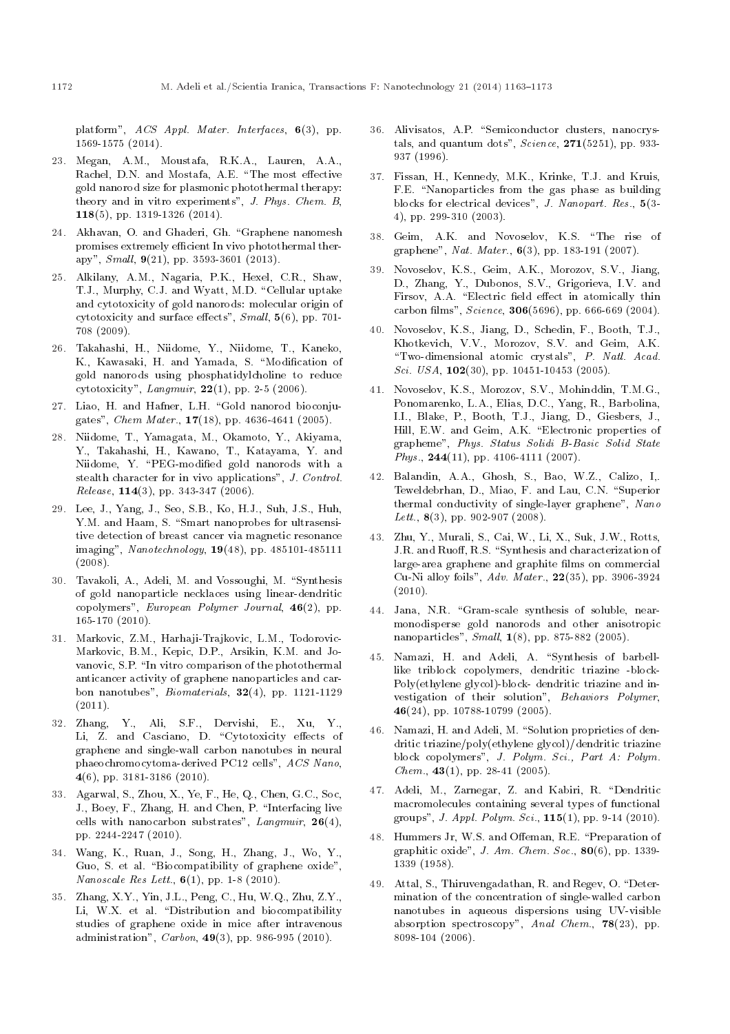platform", *ACS Appl. Mater. Interfaces*, **6**(3), pp. 1569-1575 (2014).

23. Megan, A.M., Moustafa, R.K.A., Lauren, A.A., Rachel, D.N. and Mostafa, A.E. "The most effective gold nanorod size for plasmonic photothermal therapy: theory and in vitro experiments", *J. Phys. Chem. B*, **118**(5), pp. 1319-1326 (2014).

24. Akhavan, O. and Ghaderi, Gh. "Graphene nanomesh promises extremely efficient In vivo photothermal therapy", *Small*, **9**(21), pp. 3593-3601 (2013).

25. Alkilany, A.M., Nagaria, P.K., Hexel, C.R., Shaw, T.J., Murphy, C.J. and Wyatt, M.D. "Cellular uptake and cytotoxicity of gold nanorods: molecular origin of cytotoxicity and surface effects", *Small*, **5**(6), pp. 701-708 (2009).

26. Takahashi, H., Niidome, Y., Niidome, T., Kaneko, K., Kawasaki, H. and Yamada, S. "Modification of gold nanorods using phosphatidylcholine to reduce cytotoxicity", *Langmuir*, **22**(1), pp. 2-5 (2006).

27. Liao, H. and Hafner, L.H. "Gold nanorod bioconjugates", *Chem Mater.*, **17**(18), pp. 4636-4641 (2005).

28. Niidome, T., Yamagata, M., Okamoto, Y., Akiyama, Y., Takahashi, H., Kawano, T., Katayama, Y. and Niidome, Y. "PEG-modified gold nanorods with a stealth character for in vivo applications", *J. Control. Release*, **114**(3), pp. 343-347 (2006).

29. Lee, J., Yang, J., Seo, S.B., Ko, H.J., Suh, J.S., Huh, Y.M. and Haam, S. "Smart nanoprobes for ultrasensitive detection of breast cancer via magnetic resonance imaging", *Nanotechnology*, **19**(48), pp. 485101-485111 (2008).

30. Tavakoli, A., Adeli, M. and Vossoughi, M. "Synthesis of gold nanoparticle necklaces using linear-dendritic copolymers", *European Polymer Journal*, **46**(2), pp. 165-170 (2010).

31. Markovic, Z.M., Harhaji-Trajkovic, L.M., Todorovic-Markovic, B.M., Kepic, D.P., Arsikin, K.M. and Jovanovic, S.P. "In vitro comparison of the photothermal anticancer activity of graphene nanoparticles and carbon nanotubes", *Biomaterials*, **32**(4), pp. 1121-1129 (2011).

32. Zhang, Y., Ali, S.F., Dervishi, E., Xu, Y., Li, Z. and Casciano, D. "Cytotoxicity effects of graphene and single-wall carbon nanotubes in neural phaeochromocytoma-derived PC12 cells", *ACS Nano*, **4**(6), pp. 3181-3186 (2010).

33. Agarwal, S., Zhou, X., Ye, F., He, Q., Chen, G.C., Soc, J., Boey, F., Zhang, H. and Chen, P. "Interfacing live cells with nanocarbon substrates", *Langmuir*, **26**(4), pp. 2244-2247 (2010).

34. Wang, K., Ruan, J., Song, H., Zhang, J., Wo, Y., Guo, S. et al. "Biocompatibility of graphene oxide", *Nanoscale Res Lett.*, **6**(1), pp. 1-8 (2010).

35. Zhang, X.Y., Yin, J.L., Peng, C., Hu, W.Q., Zhu, Z.Y., Li, W.X. et al. "Distribution and biocompatibility studies of graphene oxide in mice after intravenous administration", *Carbon*, **49**(3), pp. 986-995 (2010).

36. Alivisatos, A.P. "Semiconductor clusters, nanocrystals, and quantum dots", *Science*, **271**(5251), pp. 933-937 (1996).

37. Fissan, H., Kennedy, M.K., Krinke, T.J. and Kruis, F.E. "Nanoparticles from the gas phase as building blocks for electrical devices", *J. Nanopart. Res.*, **5**(3-4), pp. 299-310 (2003).

38. Geim, A.K. and Novoselov, K.S. "The rise of graphene", *Nat. Mater.*, **6**(3), pp. 183-191 (2007).

39. Novoselov, K.S., Geim, A.K., Morozov, S.V., Jiang, D., Zhang, Y., Dubonos, S.V., Grigorieva, I.V. and Firsov, A.A. "Electric field effect in atomically thin carbon films", *Science*, **306**(5696), pp. 666-669 (2004).

40. Novoselov, K.S., Jiang, D., Schedin, F., Booth, T.J., Khotkevich, V.V., Morozov, S.V. and Geim, A.K. "Two-dimensional atomic crystals", *P. Natl. Acad. Sci. USA*, **102**(30), pp. 10451-10453 (2005).

41. Novoselov, K.S., Morozov, S.V., Mohinddin, T.M.G., Ponomarenko, L.A., Elias, D.C., Yang, R., Barbolina, I.I., Blake, P., Booth, T.J., Jiang, D., Giesbers, J., Hill, E.W. and Geim, A.K. "Electronic properties of grapheme", *Phys. Status Solidi B-Basic Solid State Phys.*, **244**(11), pp. 4106-4111 (2007).

42. Balandin, A.A., Ghosh, S., Bao, W.Z., Calizo, I,. Teweldebrhan, D., Miao, F. and Lau, C.N. "Superior thermal conductivity of single-layer graphene", *Nano Lett.*, **8**(3), pp. 902-907 (2008).

43. Zhu, Y., Murali, S., Cai, W., Li, X., Suk, J.W., Rotts, J.R. and Ruoff, R.S. "Synthesis and characterization of large-area graphene and graphite films on commercial Cu-Ni alloy foils", *Adv. Mater.*, **22**(35), pp. 3906-3924 (2010).

44. Jana, N.R. "Gram-scale synthesis of soluble, near-monodisperse gold nanorods and other anisotropic nanoparticles", *Small*, **1**(8), pp. 875-882 (2005).

45. Namazi, H. and Adeli, A. "Synthesis of barbell-like triblock copolymers, dendritic triazine -block-Poly(ethylene glycol)-block- dendritic triazine and investigation of their solution", *Behaviors Polymer*, **46**(24), pp. 10788-10799 (2005).

46. Namazi, H. and Adeli, M. "Solution proprieties of dendritic triazine/poly(ethylene glycol)/dendritic triazine block copolymers", *J. Polym. Sci., Part A: Polym. Chem.*, **43**(1), pp. 28-41 (2005).

47. Adeli, M., Zarnegar, Z. and Kabiri, R. "Dendritic macromolecules containing several types of functional groups", *J. Appl. Polym. Sci.*, **115**(1), pp. 9-14 (2010).

48. Hummers Jr, W.S. and Offeman, R.E. "Preparation of graphitic oxide", *J. Am. Chem. Soc.*, **80**(6), pp. 1339-1339 (1958).

49. Attal, S., Thiruvengadathan, R. and Regev, O. "Determination of the concentration of single-walled carbon nanotubes in aqueous dispersions using UV-visible absorption spectroscopy", *Anal Chem.*, **78**(23), pp. 8098-104 (2006).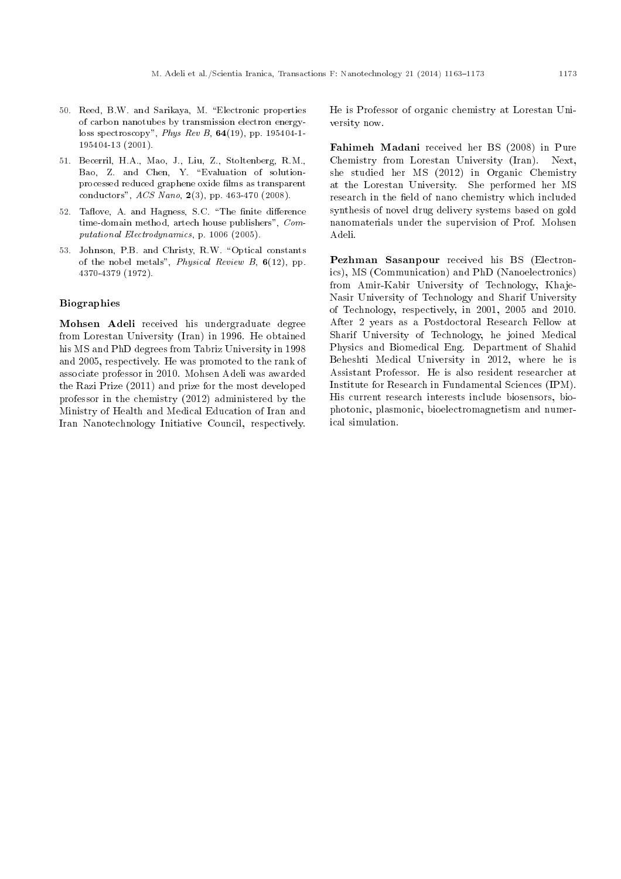50. Reed, B.W. and Sarikaya, M. "Electronic properties of carbon nanotubes by transmission electron energy-loss spectroscopy", *Phys Rev B*, **64**(19), pp. 195404-1-195404-13 (2001).

51. Becerril, H.A., Mao, J., Liu, Z., Stoltenberg, R.M., Bao, Z. and Chen, Y. "Evaluation of solution-processed reduced graphene oxide films as transparent conductors", *ACS Nano*, **2**(3), pp. 463-470 (2008).

52. Taflove, A. and Hagness, S.C. "The finite difference time-domain method, artech house publishers", *Computational Electrodynamics*, p. 1006 (2005).

53. Johnson, P.B. and Christy, R.W. "Optical constants of the nobel metals", *Physical Review B*, **6**(12), pp. 4370-4379 (1972).

## Biographies

**Mohsen Adeli** received his undergraduate degree from Lorestan University (Iran) in 1996. He obtained his MS and PhD degrees from Tabriz University in 1998 and 2005, respectively. He was promoted to the rank of associate professor in 2010. Mohsen Adeli was awarded the Razi Prize (2011) and prize for the most developed professor in the chemistry (2012) administered by the Ministry of Health and Medical Education of Iran and Iran Nanotechnology Initiative Council, respectively. He is Professor of organic chemistry at Lorestan University now.

**Fahimeh Madani** received her BS (2008) in Pure Chemistry from Lorestan University (Iran). Next, she studied her MS (2012) in Organic Chemistry at the Lorestan University. She performed her MS research in the field of nano chemistry which included synthesis of novel drug delivery systems based on gold nanomaterials under the supervision of Prof. Mohsen Adeli.

**Pezhman Sasanpour** received his BS (Electronics), MS (Communication) and PhD (Nanoelectronics) from Amir-Kabir University of Technology, Khaje-Nasir University of Technology and Sharif University of Technology, respectively, in 2001, 2005 and 2010. After 2 years as a Postdoctoral Research Fellow at Sharif University of Technology, he joined Medical Physics and Biomedical Eng. Department of Shahid Beheshti Medical University in 2012, where he is Assistant Professor. He is also resident researcher at Institute for Research in Fundamental Sciences (IPM). His current research interests include biosensors, biophotonic, plasmonic, bioelectromagnetism and numerical simulation.